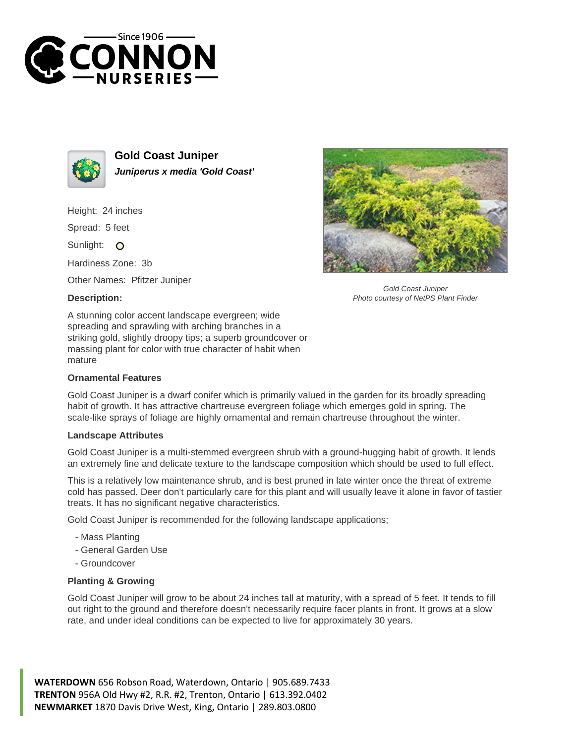Since 1906
CONNON
NURSERIES

# Gold Coast Juniper

***Juniperus x media 'Gold Coast'***

Height: 24 inches

Spread: 5 feet

Sunlight: O

Hardiness Zone: 3b

Other Names: Pfitzer Juniper

**Description:**

A stunning color accent landscape evergreen; wide spreading and sprawling with arching branches in a striking gold, slightly droopy tips; a superb groundcover or massing plant for color with true character of habit when mature

*Gold Coast Juniper*
*Photo courtesy of NetPS Plant Finder*

### Ornamental Features

Gold Coast Juniper is a dwarf conifer which is primarily valued in the garden for its broadly spreading habit of growth. It has attractive chartreuse evergreen foliage which emerges gold in spring. The scale-like sprays of foliage are highly ornamental and remain chartreuse throughout the winter.

### Landscape Attributes

Gold Coast Juniper is a multi-stemmed evergreen shrub with a ground-hugging habit of growth. It lends an extremely fine and delicate texture to the landscape composition which should be used to full effect.

This is a relatively low maintenance shrub, and is best pruned in late winter once the threat of extreme cold has passed. Deer don't particularly care for this plant and will usually leave it alone in favor of tastier treats. It has no significant negative characteristics.

Gold Coast Juniper is recommended for the following landscape applications;

- Mass Planting
- General Garden Use
- Groundcover

### Planting & Growing

Gold Coast Juniper will grow to be about 24 inches tall at maturity, with a spread of 5 feet. It tends to fill out right to the ground and therefore doesn't necessarily require facer plants in front. It grows at a slow rate, and under ideal conditions can be expected to live for approximately 30 years.

**WATERDOWN** 656 Robson Road, Waterdown, Ontario | 905.689.7433
**TRENTON** 956A Old Hwy #2, R.R. #2, Trenton, Ontario | 613.392.0402
**NEWMARKET** 1870 Davis Drive West, King, Ontario | 289.803.0800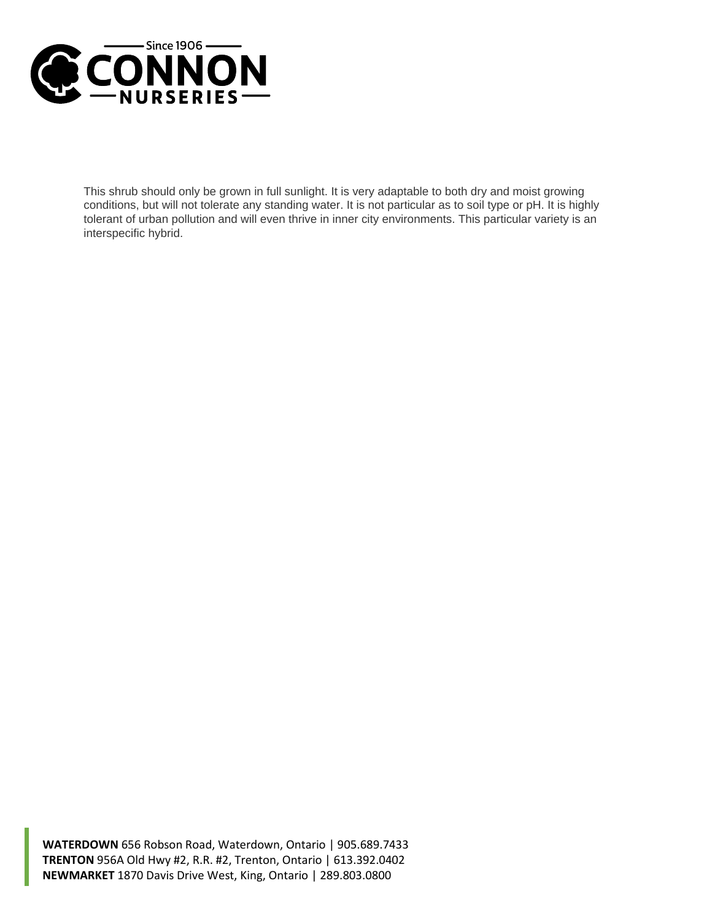This shrub should only be grown in full sunlight. It is very adaptable to both dry and moist growing conditions, but will not tolerate any standing water. It is not particular as to soil type or pH. It is highly tolerant of urban pollution and will even thrive in inner city environments. This particular variety is an interspecific hybrid.